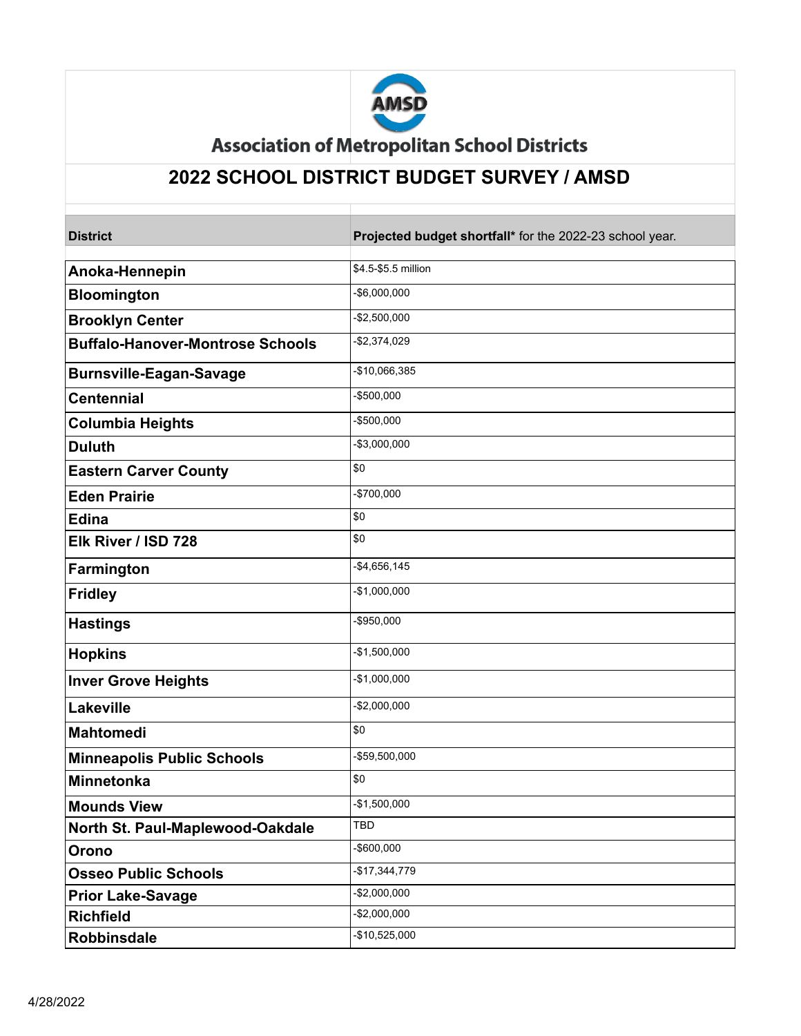# Association of Metropolitan School Districts

## 2022 SCHOOL DISTRICT BUDGET SURVEY / AMSD

| District | **Projected budget shortfall*** for the 2022-23 school year. |
|---|---|
| **Anoka-Hennepin** | $4.5-$5.5 million |
| **Bloomington** | -$6,000,000 |
| **Brooklyn Center** | -$2,500,000 |
| **Buffalo-Hanover-Montrose Schools** | -$2,374,029 |
| **Burnsville-Eagan-Savage** | -$10,066,385 |
| **Centennial** | -$500,000 |
| **Columbia Heights** | -$500,000 |
| **Duluth** | -$3,000,000 |
| **Eastern Carver County** | $0 |
| **Eden Prairie** | -$700,000 |
| **Edina** | $0 |
| **Elk River / ISD 728** | $0 |
| **Farmington** | -$4,656,145 |
| **Fridley** | -$1,000,000 |
| **Hastings** | -$950,000 |
| **Hopkins** | -$1,500,000 |
| **Inver Grove Heights** | -$1,000,000 |
| **Lakeville** | -$2,000,000 |
| **Mahtomedi** | $0 |
| **Minneapolis Public Schools** | -$59,500,000 |
| **Minnetonka** | $0 |
| **Mounds View** | -$1,500,000 |
| **North St. Paul-Maplewood-Oakdale** | TBD |
| **Orono** | -$600,000 |
| **Osseo Public Schools** | -$17,344,779 |
| **Prior Lake-Savage** | -$2,000,000 |
| **Richfield** | -$2,000,000 |
| **Robbinsdale** | -$10,525,000 |

4/28/2022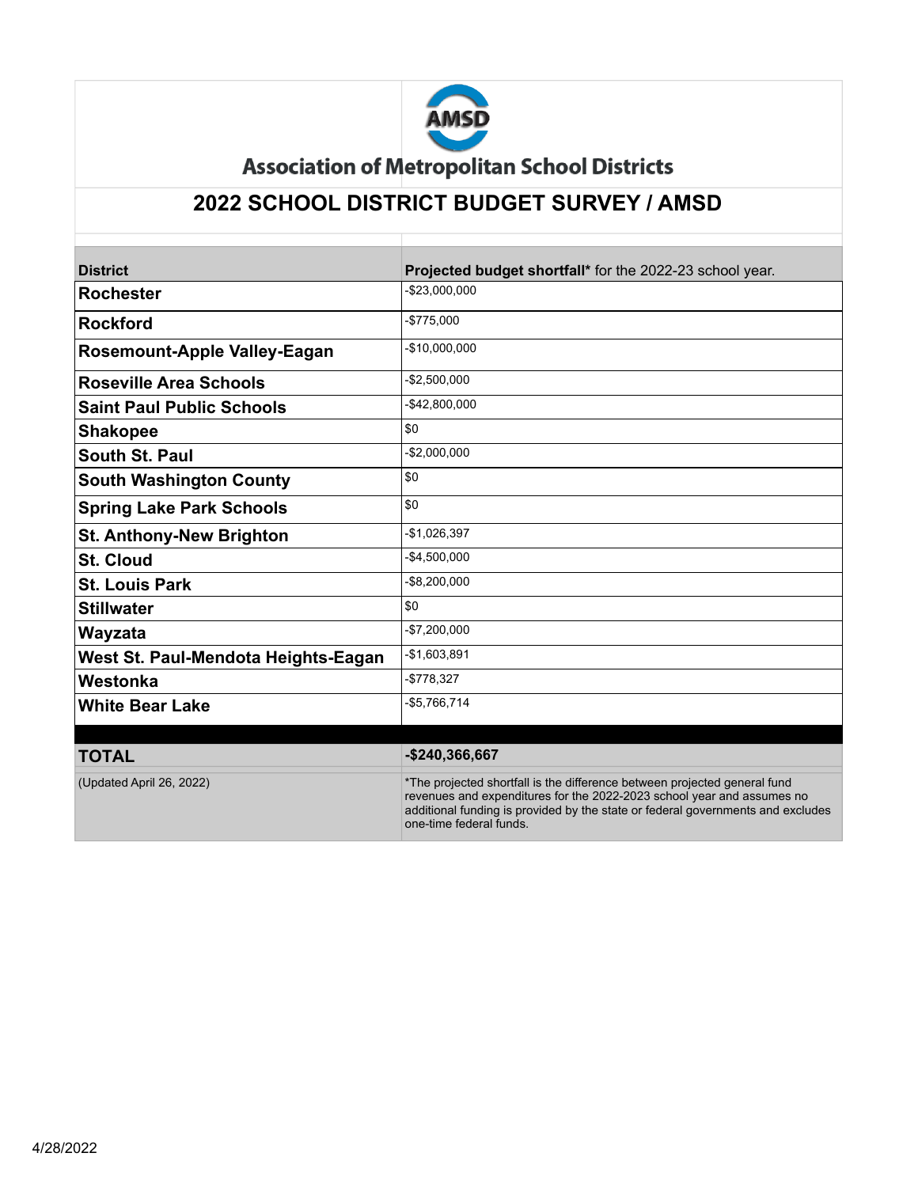Association of Metropolitan School Districts

## 2022 SCHOOL DISTRICT BUDGET SURVEY / AMSD

| District | Projected budget shortfall* for the 2022-23 school year. |
|---|---|
| **Rochester** | -$23,000,000 |
| **Rockford** | -$775,000 |
| **Rosemount-Apple Valley-Eagan** | -$10,000,000 |
| **Roseville Area Schools** | -$2,500,000 |
| **Saint Paul Public Schools** | -$42,800,000 |
| **Shakopee** | $0 |
| **South St. Paul** | -$2,000,000 |
| **South Washington County** | $0 |
| **Spring Lake Park Schools** | $0 |
| **St. Anthony-New Brighton** | -$1,026,397 |
| **St. Cloud** | -$4,500,000 |
| **St. Louis Park** | -$8,200,000 |
| **Stillwater** | $0 |
| **Wayzata** | -$7,200,000 |
| **West St. Paul-Mendota Heights-Eagan** | -$1,603,891 |
| **Westonka** | -$778,327 |
| **White Bear Lake** | -$5,766,714 |
| | |
| **TOTAL** | **-$240,366,667** |
| (Updated April 26, 2022) | *The projected shortfall is the difference between projected general fund revenues and expenditures for the 2022-2023 school year and assumes no additional funding is provided by the state or federal governments and excludes one-time federal funds. |